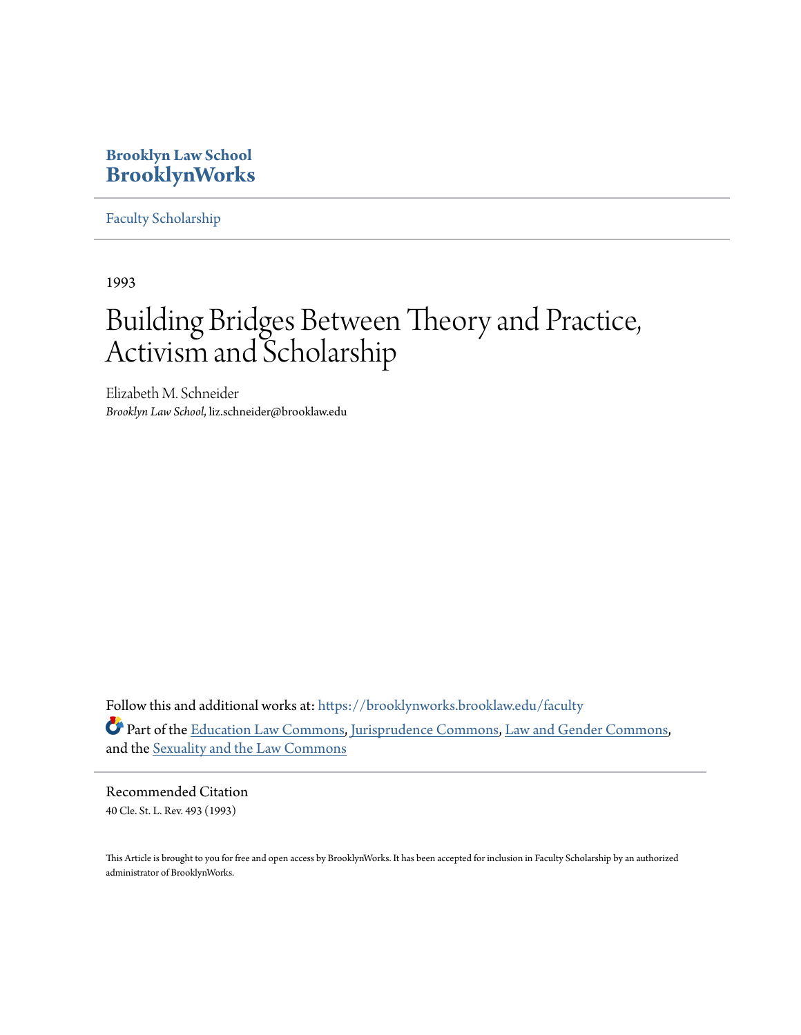**Brooklyn Law School**
**BrooklynWorks**

Faculty Scholarship

1993

# Building Bridges Between Theory and Practice, Activism and Scholarship

Elizabeth M. Schneider
*Brooklyn Law School*, liz.schneider@brooklaw.edu

Follow this and additional works at: https://brooklynworks.brooklaw.edu/faculty

Part of the Education Law Commons, Jurisprudence Commons, Law and Gender Commons, and the Sexuality and the Law Commons

## Recommended Citation

40 Cle. St. L. Rev. 493 (1993)

This Article is brought to you for free and open access by BrooklynWorks. It has been accepted for inclusion in Faculty Scholarship by an authorized administrator of BrooklynWorks.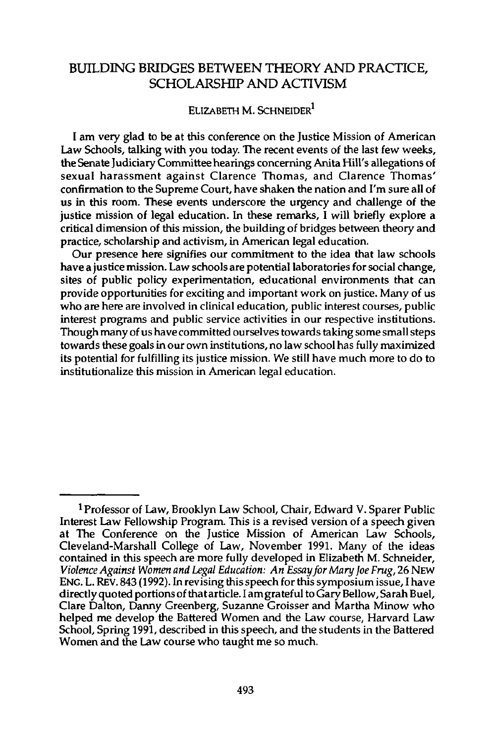# BUILDING BRIDGES BETWEEN THEORY AND PRACTICE, SCHOLARSHIP AND ACTIVISM

ELIZABETH M. SCHNEIDER[1]

I am very glad to be at this conference on the Justice Mission of American Law Schools, talking with you today. The recent events of the last few weeks, the Senate Judiciary Committee hearings concerning Anita Hill's allegations of sexual harassment against Clarence Thomas, and Clarence Thomas' confirmation to the Supreme Court, have shaken the nation and I'm sure all of us in this room. These events underscore the urgency and challenge of the justice mission of legal education. In these remarks, I will briefly explore a critical dimension of this mission, the building of bridges between theory and practice, scholarship and activism, in American legal education.

Our presence here signifies our commitment to the idea that law schools have a justice mission. Law schools are potential laboratories for social change, sites of public policy experimentation, educational environments that can provide opportunities for exciting and important work on justice. Many of us who are here are involved in clinical education, public interest courses, public interest programs and public service activities in our respective institutions. Though many of us have committed ourselves towards taking some small steps towards these goals in our own institutions, no law school has fully maximized its potential for fulfilling its justice mission. We still have much more to do to institutionalize this mission in American legal education.

---

[1] Professor of Law, Brooklyn Law School, Chair, Edward V. Sparer Public Interest Law Fellowship Program. This is a revised version of a speech given at The Conference on the Justice Mission of American Law Schools, Cleveland-Marshall College of Law, November 1991. Many of the ideas contained in this speech are more fully developed in Elizabeth M. Schneider, *Violence Against Women and Legal Education: An Essay for Mary Joe Frug*, 26 NEW ENG. L. REV. 843 (1992). In revising this speech for this symposium issue, I have directly quoted portions of that article. I am grateful to Gary Bellow, Sarah Buel, Clare Dalton, Danny Greenberg, Suzanne Groisser and Martha Minow who helped me develop the Battered Women and the Law course, Harvard Law School, Spring 1991, described in this speech, and the students in the Battered Women and the Law course who taught me so much.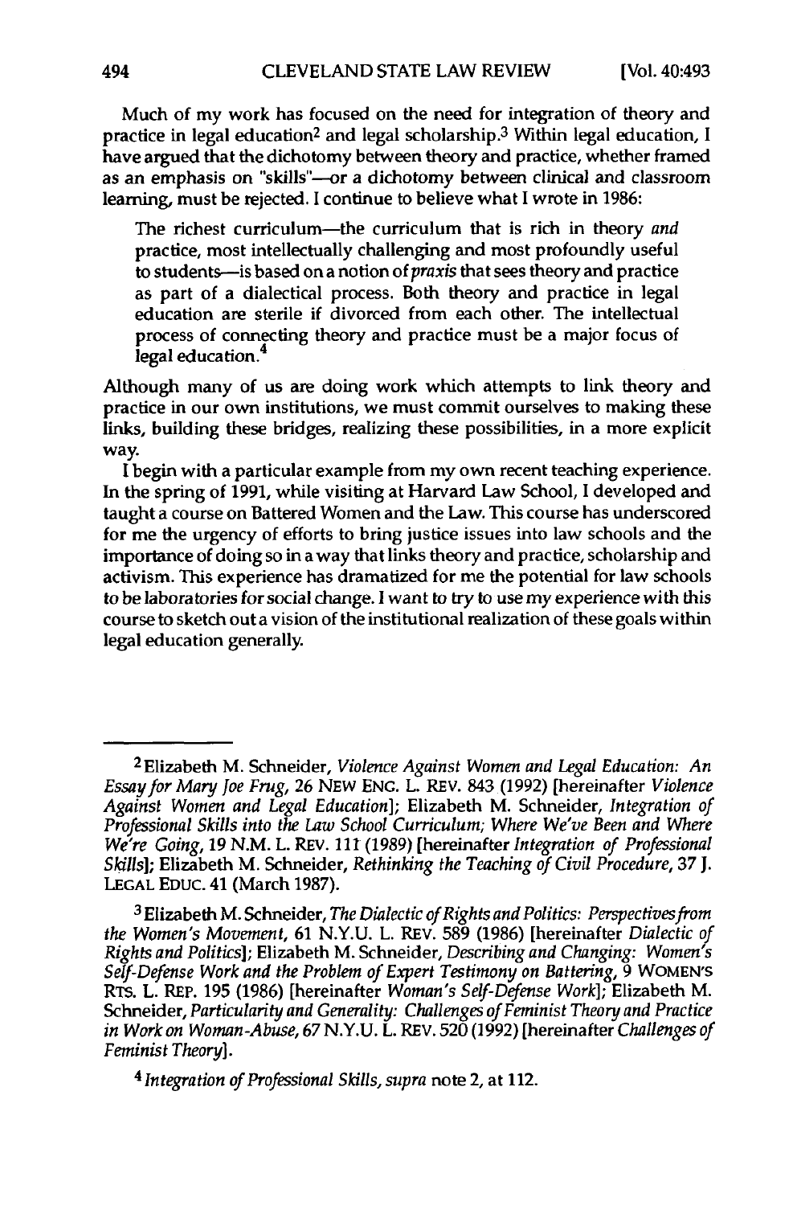Much of my work has focused on the need for integration of theory and practice in legal education[2] and legal scholarship.[3] Within legal education, I have argued that the dichotomy between theory and practice, whether framed as an emphasis on "skills"—or a dichotomy between clinical and classroom learning, must be rejected. I continue to believe what I wrote in 1986:

> The richest curriculum—the curriculum that is rich in theory *and* practice, most intellectually challenging and most profoundly useful to students—is based on a notion of *praxis* that sees theory and practice as part of a dialectical process. Both theory and practice in legal education are sterile if divorced from each other. The intellectual process of connecting theory and practice must be a major focus of legal education.[4]

Although many of us are doing work which attempts to link theory and practice in our own institutions, we must commit ourselves to making these links, building these bridges, realizing these possibilities, in a more explicit way.

I begin with a particular example from my own recent teaching experience. In the spring of 1991, while visiting at Harvard Law School, I developed and taught a course on Battered Women and the Law. This course has underscored for me the urgency of efforts to bring justice issues into law schools and the importance of doing so in a way that links theory and practice, scholarship and activism. This experience has dramatized for me the potential for law schools to be laboratories for social change. I want to try to use my experience with this course to sketch out a vision of the institutional realization of these goals within legal education generally.

---

[2] Elizabeth M. Schneider, *Violence Against Women and Legal Education: An Essay for Mary Joe Frug*, 26 NEW ENG. L. REV. 843 (1992) [hereinafter *Violence Against Women and Legal Education*]; Elizabeth M. Schneider, *Integration of Professional Skills into the Law School Curriculum; Where We've Been and Where We're Going*, 19 N.M. L. REV. 111 (1989) [hereinafter *Integration of Professional Skills*]; Elizabeth M. Schneider, *Rethinking the Teaching of Civil Procedure*, 37 J. LEGAL EDUC. 41 (March 1987).

[3] Elizabeth M. Schneider, *The Dialectic of Rights and Politics: Perspectives from the Women's Movement*, 61 N.Y.U. L. REV. 589 (1986) [hereinafter *Dialectic of Rights and Politics*]; Elizabeth M. Schneider, *Describing and Changing: Women's Self-Defense Work and the Problem of Expert Testimony on Battering*, 9 WOMEN'S RTS. L. REP. 195 (1986) [hereinafter *Woman's Self-Defense Work*]; Elizabeth M. Schneider, *Particularity and Generality: Challenges of Feminist Theory and Practice in Work on Woman-Abuse*, 67 N.Y.U. L. REV. 520 (1992) [hereinafter *Challenges of Feminist Theory*].

[4] *Integration of Professional Skills*, *supra* note 2, at 112.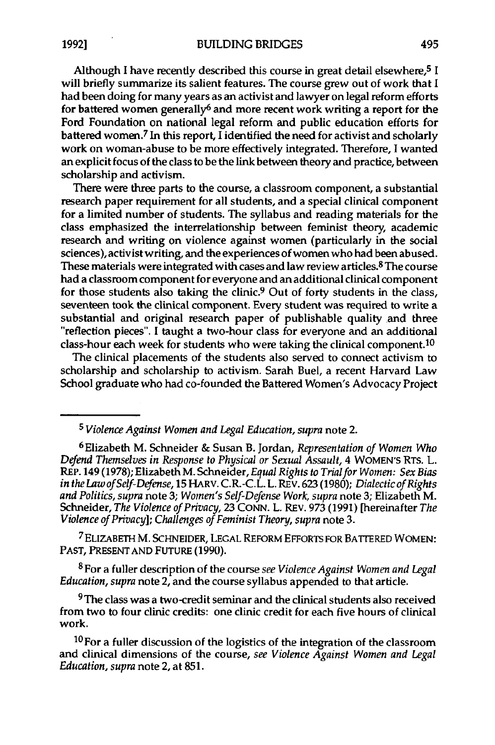Although I have recently described this course in great detail elsewhere,[5] I will briefly summarize its salient features. The course grew out of work that I had been doing for many years as an activist and lawyer on legal reform efforts for battered women generally[6] and more recent work writing a report for the Ford Foundation on national legal reform and public education efforts for battered women.[7] In this report, I identified the need for activist and scholarly work on woman-abuse to be more effectively integrated. Therefore, I wanted an explicit focus of the class to be the link between theory and practice, between scholarship and activism.

There were three parts to the course, a classroom component, a substantial research paper requirement for all students, and a special clinical component for a limited number of students. The syllabus and reading materials for the class emphasized the interrelationship between feminist theory, academic research and writing on violence against women (particularly in the social sciences), activist writing, and the experiences of women who had been abused. These materials were integrated with cases and law review articles.[8] The course had a classroom component for everyone and an additional clinical component for those students also taking the clinic.[9] Out of forty students in the class, seventeen took the clinical component. Every student was required to write a substantial and original research paper of publishable quality and three "reflection pieces". I taught a two-hour class for everyone and an additional class-hour each week for students who were taking the clinical component.[10]

The clinical placements of the students also served to connect activism to scholarship and scholarship to activism. Sarah Buel, a recent Harvard Law School graduate who had co-founded the Battered Women's Advocacy Project

---

[5] *Violence Against Women and Legal Education*, *supra* note 2.

[6] Elizabeth M. Schneider & Susan B. Jordan, *Representation of Women Who Defend Themselves in Response to Physical or Sexual Assault*, 4 WOMEN'S RTS. L. REP. 149 (1978); Elizabeth M. Schneider, *Equal Rights to Trial for Women: Sex Bias in the Law of Self-Defense*, 15 HARV. C.R.-C.L. L. REV. 623 (1980); *Dialectic of Rights and Politics*, *supra* note 3; *Women's Self-Defense Work*, *supra* note 3; Elizabeth M. Schneider, *The Violence of Privacy*, 23 CONN. L. REV. 973 (1991) [hereinafter *The Violence of Privacy*]; *Challenges of Feminist Theory*, *supra* note 3.

[7] ELIZABETH M. SCHNEIDER, LEGAL REFORM EFFORTS FOR BATTERED WOMEN: PAST, PRESENT AND FUTURE (1990).

[8] For a fuller description of the course *see Violence Against Women and Legal Education*, *supra* note 2, and the course syllabus appended to that article.

[9] The class was a two-credit seminar and the clinical students also received from two to four clinic credits: one clinic credit for each five hours of clinical work.

[10] For a fuller discussion of the logistics of the integration of the classroom and clinical dimensions of the course, *see Violence Against Women and Legal Education*, *supra* note 2, at 851.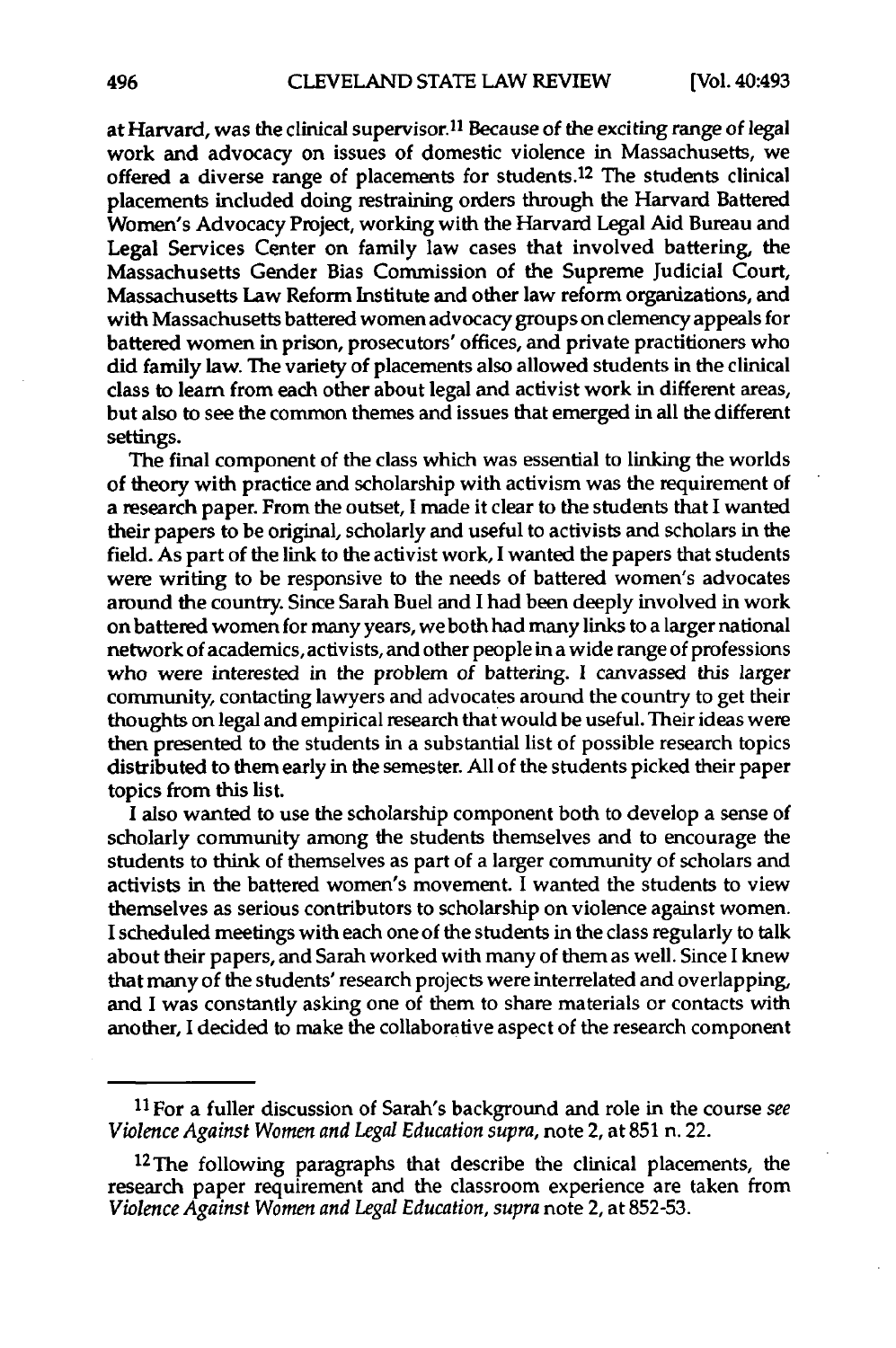at Harvard, was the clinical supervisor.[11] Because of the exciting range of legal work and advocacy on issues of domestic violence in Massachusetts, we offered a diverse range of placements for students.[12] The students clinical placements included doing restraining orders through the Harvard Battered Women's Advocacy Project, working with the Harvard Legal Aid Bureau and Legal Services Center on family law cases that involved battering, the Massachusetts Gender Bias Commission of the Supreme Judicial Court, Massachusetts Law Reform Institute and other law reform organizations, and with Massachusetts battered women advocacy groups on clemency appeals for battered women in prison, prosecutors' offices, and private practitioners who did family law. The variety of placements also allowed students in the clinical class to learn from each other about legal and activist work in different areas, but also to see the common themes and issues that emerged in all the different settings.

The final component of the class which was essential to linking the worlds of theory with practice and scholarship with activism was the requirement of a research paper. From the outset, I made it clear to the students that I wanted their papers to be original, scholarly and useful to activists and scholars in the field. As part of the link to the activist work, I wanted the papers that students were writing to be responsive to the needs of battered women's advocates around the country. Since Sarah Buel and I had been deeply involved in work on battered women for many years, we both had many links to a larger national network of academics, activists, and other people in a wide range of professions who were interested in the problem of battering. I canvassed this larger community, contacting lawyers and advocates around the country to get their thoughts on legal and empirical research that would be useful. Their ideas were then presented to the students in a substantial list of possible research topics distributed to them early in the semester. All of the students picked their paper topics from this list.

I also wanted to use the scholarship component both to develop a sense of scholarly community among the students themselves and to encourage the students to think of themselves as part of a larger community of scholars and activists in the battered women's movement. I wanted the students to view themselves as serious contributors to scholarship on violence against women. I scheduled meetings with each one of the students in the class regularly to talk about their papers, and Sarah worked with many of them as well. Since I knew that many of the students' research projects were interrelated and overlapping, and I was constantly asking one of them to share materials or contacts with another, I decided to make the collaborative aspect of the research component

---

[11] For a fuller discussion of Sarah's background and role in the course *see* *Violence Against Women and Legal Education supra*, note 2, at 851 n. 22.

[12] The following paragraphs that describe the clinical placements, the research paper requirement and the classroom experience are taken from *Violence Against Women and Legal Education*, *supra* note 2, at 852-53.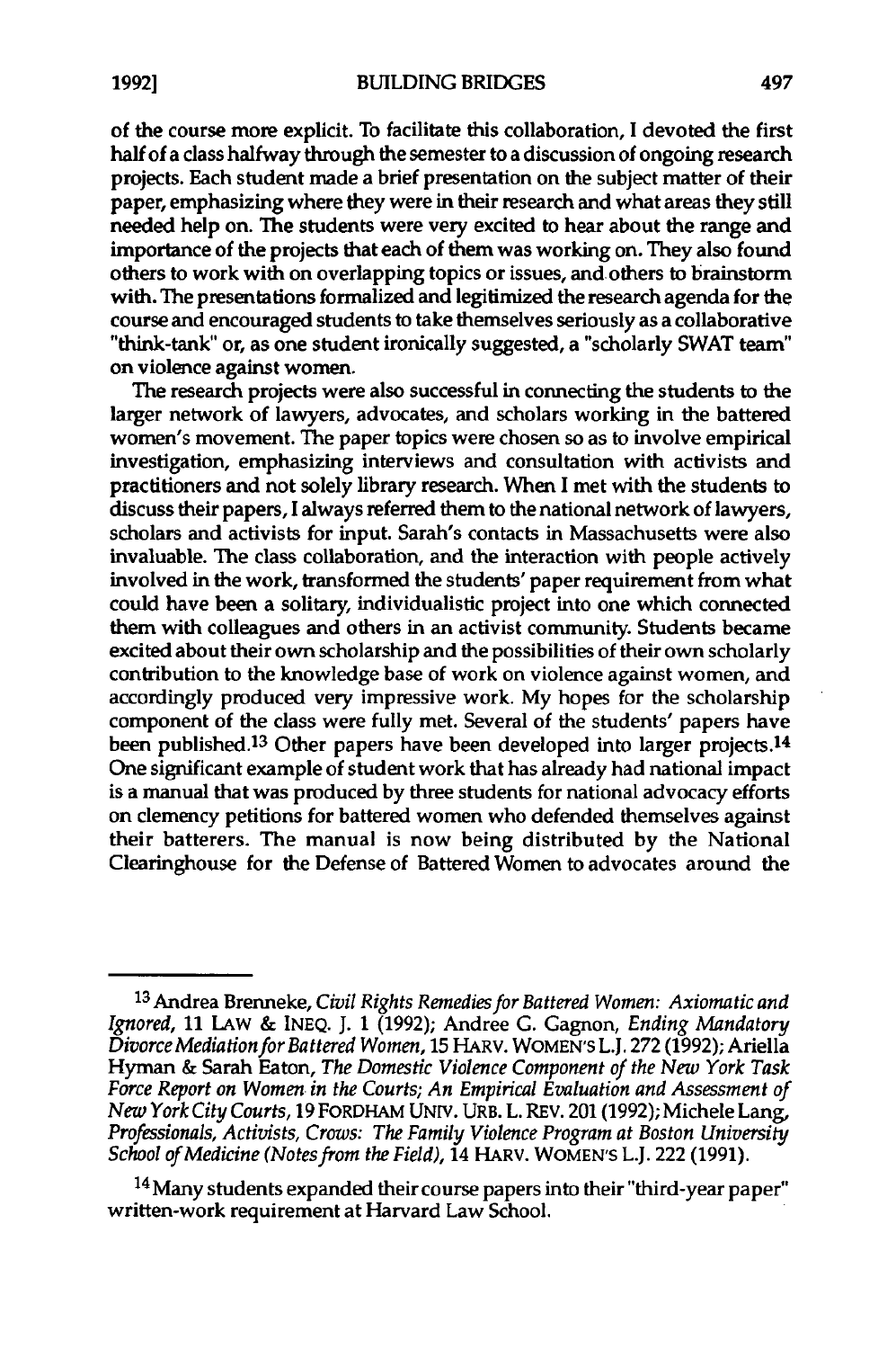of the course more explicit. To facilitate this collaboration, I devoted the first half of a class halfway through the semester to a discussion of ongoing research projects. Each student made a brief presentation on the subject matter of their paper, emphasizing where they were in their research and what areas they still needed help on. The students were very excited to hear about the range and importance of the projects that each of them was working on. They also found others to work with on overlapping topics or issues, and others to brainstorm with. The presentations formalized and legitimized the research agenda for the course and encouraged students to take themselves seriously as a collaborative "think-tank" or, as one student ironically suggested, a "scholarly SWAT team" on violence against women.

The research projects were also successful in connecting the students to the larger network of lawyers, advocates, and scholars working in the battered women's movement. The paper topics were chosen so as to involve empirical investigation, emphasizing interviews and consultation with activists and practitioners and not solely library research. When I met with the students to discuss their papers, I always referred them to the national network of lawyers, scholars and activists for input. Sarah's contacts in Massachusetts were also invaluable. The class collaboration, and the interaction with people actively involved in the work, transformed the students' paper requirement from what could have been a solitary, individualistic project into one which connected them with colleagues and others in an activist community. Students became excited about their own scholarship and the possibilities of their own scholarly contribution to the knowledge base of work on violence against women, and accordingly produced very impressive work. My hopes for the scholarship component of the class were fully met. Several of the students' papers have been published.[13] Other papers have been developed into larger projects.[14] One significant example of student work that has already had national impact is a manual that was produced by three students for national advocacy efforts on clemency petitions for battered women who defended themselves against their batterers. The manual is now being distributed by the National Clearinghouse for the Defense of Battered Women to advocates around the

---

[13] Andrea Brenneke, *Civil Rights Remedies for Battered Women: Axiomatic and Ignored*, 11 LAW & INEQ. J. 1 (1992); Andree G. Gagnon, *Ending Mandatory Divorce Mediation for Battered Women*, 15 HARV. WOMEN'S L.J. 272 (1992); Ariella Hyman & Sarah Eaton, *The Domestic Violence Component of the New York Task Force Report on Women in the Courts; An Empirical Evaluation and Assessment of New York City Courts*, 19 FORDHAM UNIV. URB. L. REV. 201 (1992); Michele Lang, *Professionals, Activists, Crows: The Family Violence Program at Boston University School of Medicine (Notes from the Field)*, 14 HARV. WOMEN'S L.J. 222 (1991).

[14] Many students expanded their course papers into their "third-year paper" written-work requirement at Harvard Law School.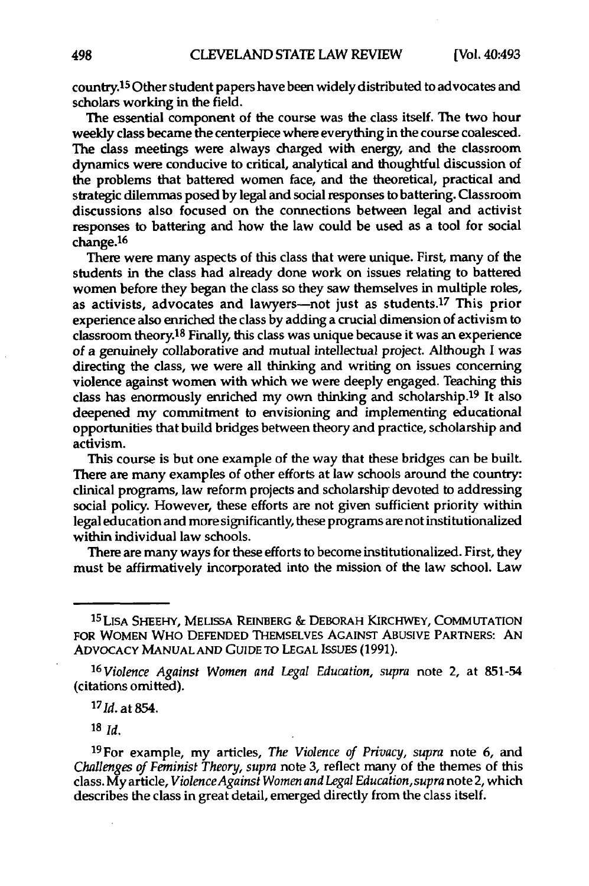country.[15] Other student papers have been widely distributed to advocates and scholars working in the field.

The essential component of the course was the class itself. The two hour weekly class became the centerpiece where everything in the course coalesced. The class meetings were always charged with energy, and the classroom dynamics were conducive to critical, analytical and thoughtful discussion of the problems that battered women face, and the theoretical, practical and strategic dilemmas posed by legal and social responses to battering. Classroom discussions also focused on the connections between legal and activist responses to battering and how the law could be used as a tool for social change.[16]

There were many aspects of this class that were unique. First, many of the students in the class had already done work on issues relating to battered women before they began the class so they saw themselves in multiple roles, as activists, advocates and lawyers—not just as students.[17] This prior experience also enriched the class by adding a crucial dimension of activism to classroom theory.[18] Finally, this class was unique because it was an experience of a genuinely collaborative and mutual intellectual project. Although I was directing the class, we were all thinking and writing on issues concerning violence against women with which we were deeply engaged. Teaching this class has enormously enriched my own thinking and scholarship.[19] It also deepened my commitment to envisioning and implementing educational opportunities that build bridges between theory and practice, scholarship and activism.

This course is but one example of the way that these bridges can be built. There are many examples of other efforts at law schools around the country: clinical programs, law reform projects and scholarship devoted to addressing social policy. However, these efforts are not given sufficient priority within legal education and more significantly, these programs are not institutionalized within individual law schools.

There are many ways for these efforts to become institutionalized. First, they must be affirmatively incorporated into the mission of the law school. Law

---

[15] LISA SHEEHY, MELISSA REINBERG & DEBORAH KIRCHWEY, COMMUTATION FOR WOMEN WHO DEFENDED THEMSELVES AGAINST ABUSIVE PARTNERS: AN ADVOCACY MANUAL AND GUIDE TO LEGAL ISSUES (1991).

[16] *Violence Against Women and Legal Education*, *supra* note 2, at 851-54 (citations omitted).

[17] *Id.* at 854.

[18] *Id.*

[19] For example, my articles, *The Violence of Privacy*, *supra* note 6, and *Challenges of Feminist Theory*, *supra* note 3, reflect many of the themes of this class. My article, *Violence Against Women and Legal Education*, *supra* note 2, which describes the class in great detail, emerged directly from the class itself.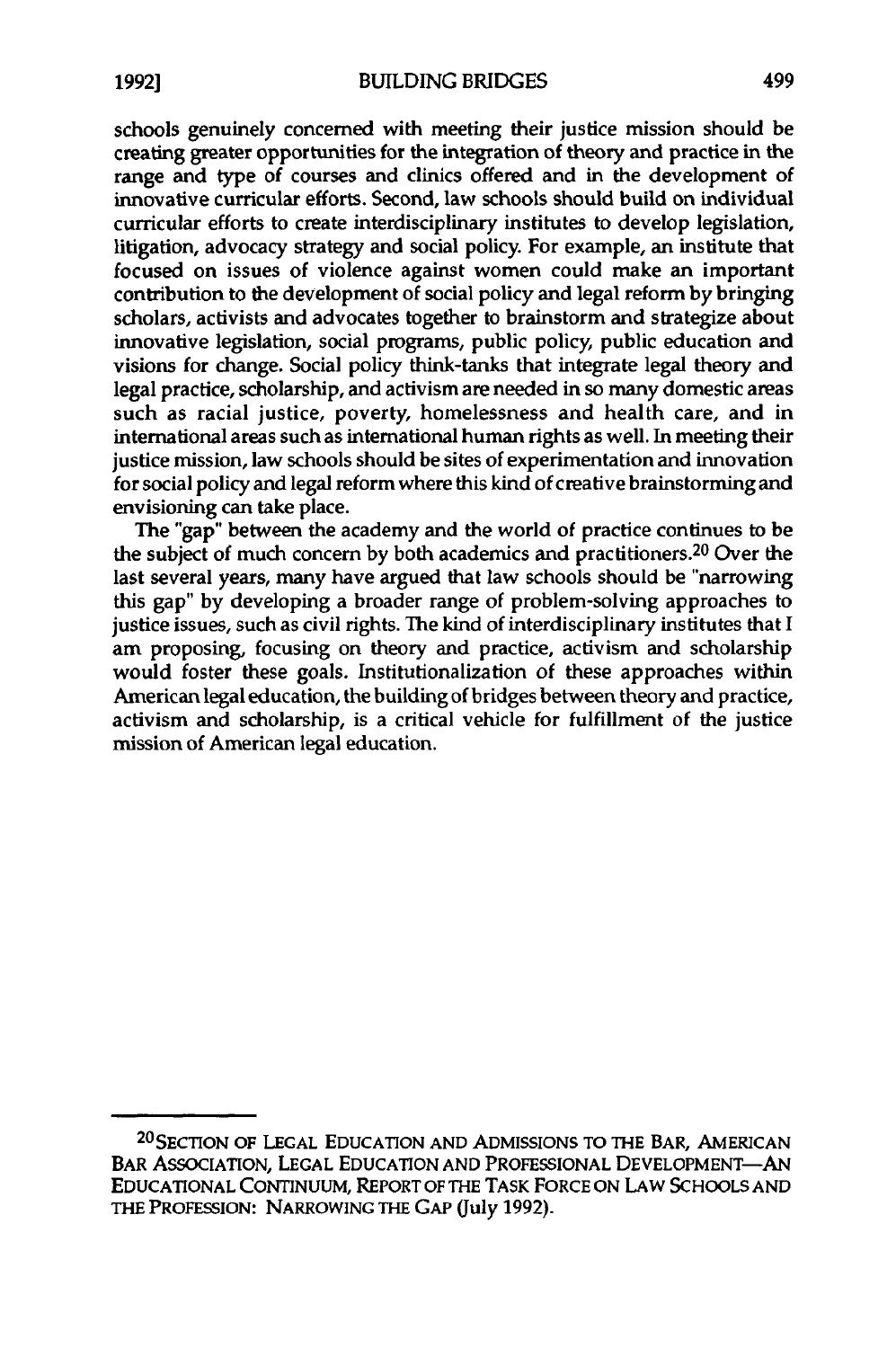schools genuinely concerned with meeting their justice mission should be creating greater opportunities for the integration of theory and practice in the range and type of courses and clinics offered and in the development of innovative curricular efforts. Second, law schools should build on individual curricular efforts to create interdisciplinary institutes to develop legislation, litigation, advocacy strategy and social policy. For example, an institute that focused on issues of violence against women could make an important contribution to the development of social policy and legal reform by bringing scholars, activists and advocates together to brainstorm and strategize about innovative legislation, social programs, public policy, public education and visions for change. Social policy think-tanks that integrate legal theory and legal practice, scholarship, and activism are needed in so many domestic areas such as racial justice, poverty, homelessness and health care, and in international areas such as international human rights as well. In meeting their justice mission, law schools should be sites of experimentation and innovation for social policy and legal reform where this kind of creative brainstorming and envisioning can take place.

The "gap" between the academy and the world of practice continues to be the subject of much concern by both academics and practitioners.[20] Over the last several years, many have argued that law schools should be "narrowing this gap" by developing a broader range of problem-solving approaches to justice issues, such as civil rights. The kind of interdisciplinary institutes that I am proposing, focusing on theory and practice, activism and scholarship would foster these goals. Institutionalization of these approaches within American legal education, the building of bridges between theory and practice, activism and scholarship, is a critical vehicle for fulfillment of the justice mission of American legal education.

---

[20] SECTION OF LEGAL EDUCATION AND ADMISSIONS TO THE BAR, AMERICAN BAR ASSOCIATION, LEGAL EDUCATION AND PROFESSIONAL DEVELOPMENT—AN EDUCATIONAL CONTINUUM, REPORT OF THE TASK FORCE ON LAW SCHOOLS AND THE PROFESSION: NARROWING THE GAP (July 1992).